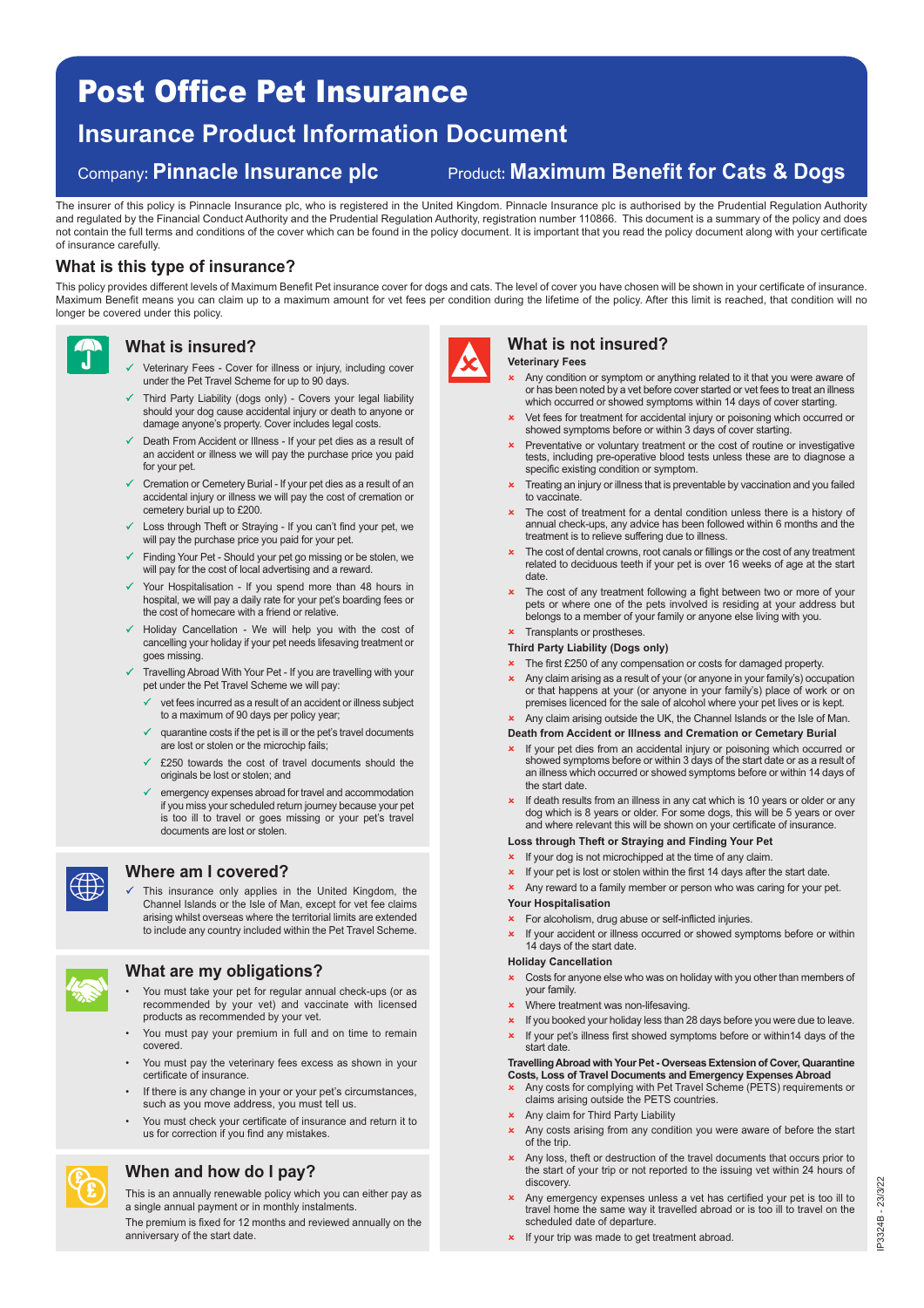# Post Office Pet Insurance

## Insurance Product Information Document

Company: **Pinnacle Insurance plc** Product: **Maximum Benefit for Cats & Dogs**

The insurer of this policy is Pinnacle Insurance plc, who is registered in the United Kingdom. Pinnacle Insurance plc is authorised by the Prudential Regulation Authority and regulated by the Financial Conduct Authority and the Prudential Regulation Authority, registration number 110866. This document is a summary of the policy and does not contain the full terms and conditions of the cover which can be found in the policy document. It is important that you read the policy document along with your certificate of insurance carefully.

## What is this type of insurance?

This policy provides different levels of Maximum Benefit Pet insurance cover for dogs and cats. The level of cover you have chosen will be shown in your certificate of insurance. Maximum Benefit means you can claim up to a maximum amount for vet fees per condition during the lifetime of the policy. After this limit is reached, that condition will no longer be covered under this policy.

## What is insured?

- ✓ Veterinary Fees - Cover for illness or injury, including cover under the Pet Travel Scheme for up to 90 days.
- ✓ Third Party Liability (dogs only) - Covers your legal liability should your dog cause accidental injury or death to anyone or damage anyone's property. Cover includes legal costs.
- ✓ Death From Accident or Illness - If your pet dies as a result of an accident or illness we will pay the purchase price you paid for your pet.
- ✓ Cremation or Cemetery Burial - If your pet dies as a result of an accidental injury or illness we will pay the cost of cremation or cemetery burial up to £200.
- ✓ Loss through Theft or Straying - If you can't find your pet, we will pay the purchase price you paid for your pet.
- ✓ Finding Your Pet - Should your pet go missing or be stolen, we will pay for the cost of local advertising and a reward.
- ✓ Your Hospitalisation - If you spend more than 48 hours in hospital, we will pay a daily rate for your pet's boarding fees or the cost of homecare with a friend or relative.
- ✓ Holiday Cancellation - We will help you with the cost of cancelling your holiday if your pet needs lifesaving treatment or goes missing.
- ✓ Travelling Abroad With Your Pet - If you are travelling with your pet under the Pet Travel Scheme we will pay:
  - ✓ vet fees incurred as a result of an accident or illness subject to a maximum of 90 days per policy year;
  - ✓ quarantine costs if the pet is ill or the pet's travel documents are lost or stolen or the microchip fails;
  - ✓ £250 towards the cost of travel documents should the originals be lost or stolen; and
  - ✓ emergency expenses abroad for travel and accommodation if you miss your scheduled return journey because your pet is too ill to travel or goes missing or your pet's travel documents are lost or stolen.

## Where am I covered?

- ✓ This insurance only applies in the United Kingdom, the Channel Islands or the Isle of Man, except for vet fee claims arising whilst overseas where the territorial limits are extended to include any country included within the Pet Travel Scheme.

## What are my obligations?

- You must take your pet for regular annual check-ups (or as recommended by your vet) and vaccinate with licensed products as recommended by your vet.
- You must pay your premium in full and on time to remain covered.
- You must pay the veterinary fees excess as shown in your certificate of insurance.
- If there is any change in your or your pet's circumstances, such as you move address, you must tell us.
- You must check your certificate of insurance and return it to us for correction if you find any mistakes.

## When and how do I pay?

This is an annually renewable policy which you can either pay as a single annual payment or in monthly instalments.

The premium is fixed for 12 months and reviewed annually on the anniversary of the start date.

## What is not insured?

**Veterinary Fees**

- × Any condition or symptom or anything related to it that you were aware of or has been noted by a vet before cover started or vet fees to treat an illness which occurred or showed symptoms within 14 days of cover starting.
- × Vet fees for treatment for accidental injury or poisoning which occurred or showed symptoms before or within 3 days of cover starting.
- × Preventative or voluntary treatment or the cost of routine or investigative tests, including pre-operative blood tests unless these are to diagnose a specific existing condition or symptom.
- × Treating an injury or illness that is preventable by vaccination and you failed to vaccinate.
- × The cost of treatment for a dental condition unless there is a history of annual check-ups, any advice has been followed within 6 months and the treatment is to relieve suffering due to illness.
- × The cost of dental crowns, root canals or fillings or the cost of any treatment related to deciduous teeth if your pet is over 16 weeks of age at the start date.
- × The cost of any treatment following a fight between two or more of your pets or where one of the pets involved is residing at your address but belongs to a member of your family or anyone else living with you.
- × Transplants or prostheses.

**Third Party Liability (Dogs only)**

- × The first £250 of any compensation or costs for damaged property.
- × Any claim arising as a result of your (or anyone in your family's) occupation or that happens at your (or anyone in your family's) place of work or on premises licenced for the sale of alcohol where your pet lives or is kept.
- × Any claim arising outside the UK, the Channel Islands or the Isle of Man.

**Death from Accident or Illness and Cremation or Cemetary Burial**

- × If your pet dies from an accidental injury or poisoning which occurred or showed symptoms before or within 3 days of the start date or as a result of an illness which occurred or showed symptoms before or within 14 days of the start date.
- × If death results from an illness in any cat which is 10 years or older or any dog which is 8 years or older. For some dogs, this will be 5 years or over and where relevant this will be shown on your certificate of insurance.

**Loss through Theft or Straying and Finding Your Pet**

- × If your dog is not microchipped at the time of any claim.
- × If your pet is lost or stolen within the first 14 days after the start date.
- × Any reward to a family member or person who was caring for your pet.

**Your Hospitalisation**

- × For alcoholism, drug abuse or self-inflicted injuries.
- × If your accident or illness occurred or showed symptoms before or within 14 days of the start date.

**Holiday Cancellation**

- × Costs for anyone else who was on holiday with you other than members of your family.
- × Where treatment was non-lifesaving.
- × If you booked your holiday less than 28 days before you were due to leave.
- × If your pet's illness first showed symptoms before or within14 days of the start date.

**Travelling Abroad with Your Pet - Overseas Extension of Cover, Quarantine Costs, Loss of Travel Documents and Emergency Expenses Abroad**

- × Any costs for complying with Pet Travel Scheme (PETS) requirements or claims arising outside the PETS countries.
- × Any claim for Third Party Liability
- × Any costs arising from any condition you were aware of before the start of the trip.
- × Any loss, theft or destruction of the travel documents that occurs prior to the start of your trip or not reported to the issuing vet within 24 hours of discovery.
- × Any emergency expenses unless a vet has certified your pet is too ill to travel home the same way it travelled abroad or is too ill to travel on the scheduled date of departure.
- × If your trip was made to get treatment abroad.

IP3324B - 23/3/22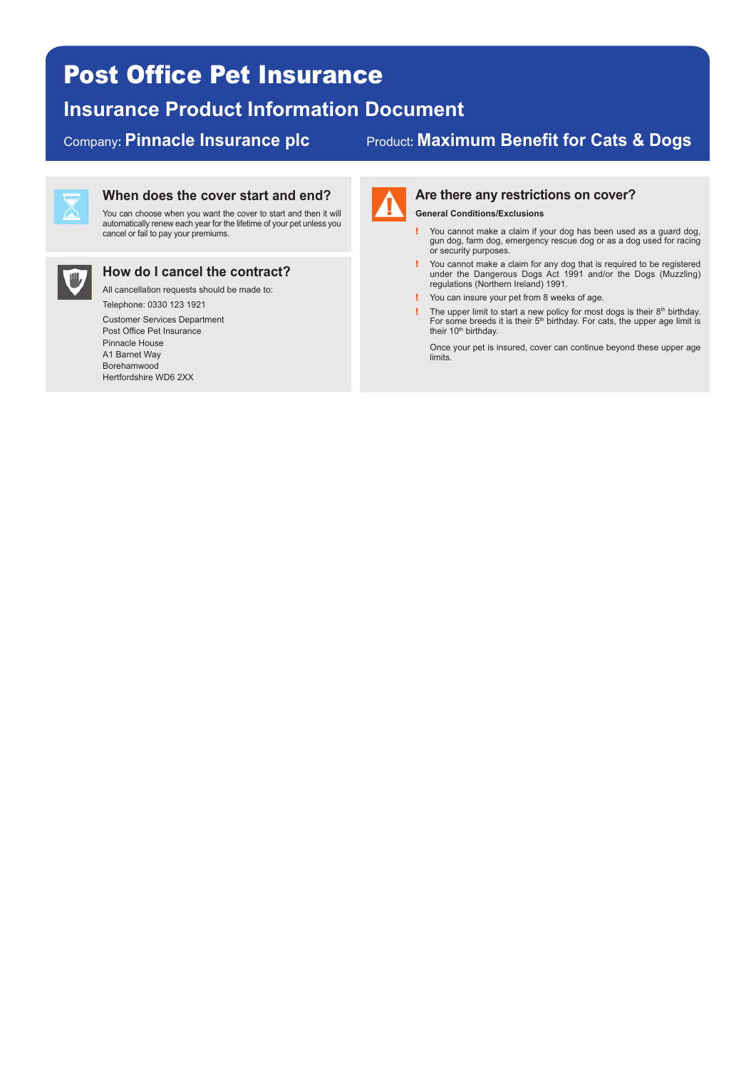# Post Office Pet Insurance

## Insurance Product Information Document

Company: **Pinnacle Insurance plc**

Product: **Maximum Benefit for Cats & Dogs**

### When does the cover start and end?

You can choose when you want the cover to start and then it will automatically renew each year for the lifetime of your pet unless you cancel or fail to pay your premiums.

### How do I cancel the contract?

All cancellation requests should be made to:

Telephone: 0330 123 1921

Customer Services Department
Post Office Pet Insurance
Pinnacle House
A1 Barnet Way
Borehamwood
Hertfordshire WD6 2XX

### Are there any restrictions on cover?

**General Conditions/Exclusions**

- ! You cannot make a claim if your dog has been used as a guard dog, gun dog, farm dog, emergency rescue dog or as a dog used for racing or security purposes.
- ! You cannot make a claim for any dog that is required to be registered under the Dangerous Dogs Act 1991 and/or the Dogs (Muzzling) regulations (Northern Ireland) 1991.
- ! You can insure your pet from 8 weeks of age.
- ! The upper limit to start a new policy for most dogs is their 8th birthday. For some breeds it is their 5th birthday. For cats, the upper age limit is their 10th birthday.

  Once your pet is insured, cover can continue beyond these upper age limits.